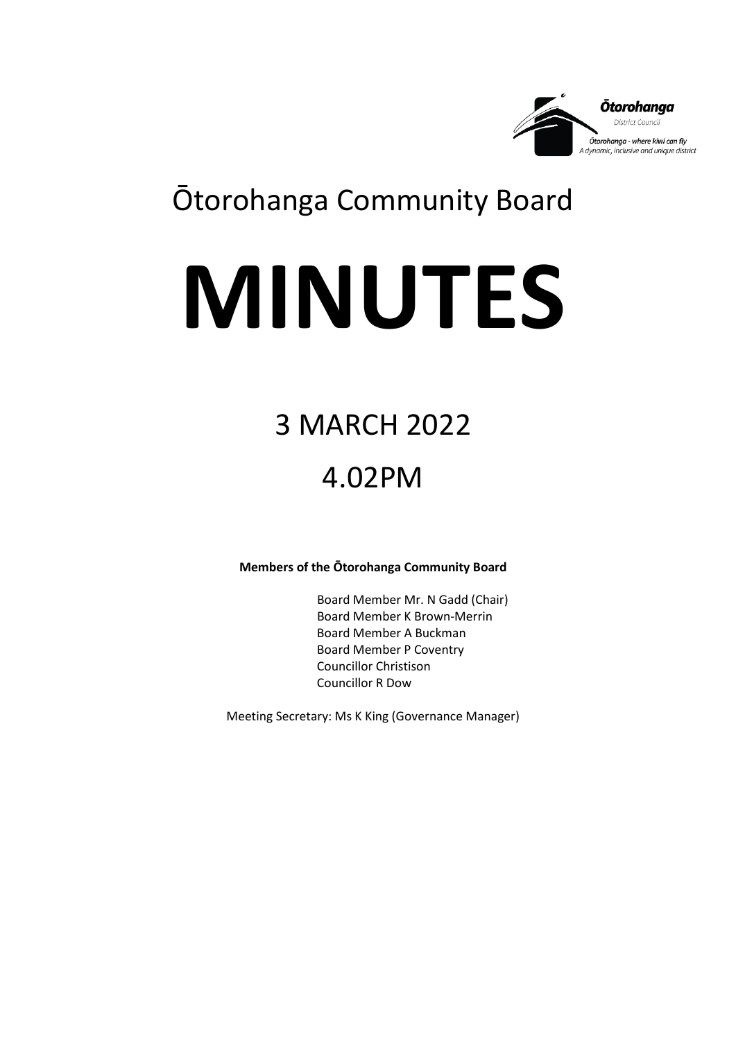Ōtorohanga District Council

Ōtorohanga - where kiwi can fly
A dynamic, inclusive and unique district

# Ōtorohanga Community Board

# MINUTES

## 3 MARCH 2022

## 4.02PM

**Members of the Ōtorohanga Community Board**

Board Member Mr. N Gadd (Chair)
Board Member K Brown-Merrin
Board Member A Buckman
Board Member P Coventry
Councillor Christison
Councillor R Dow

Meeting Secretary: Ms K King (Governance Manager)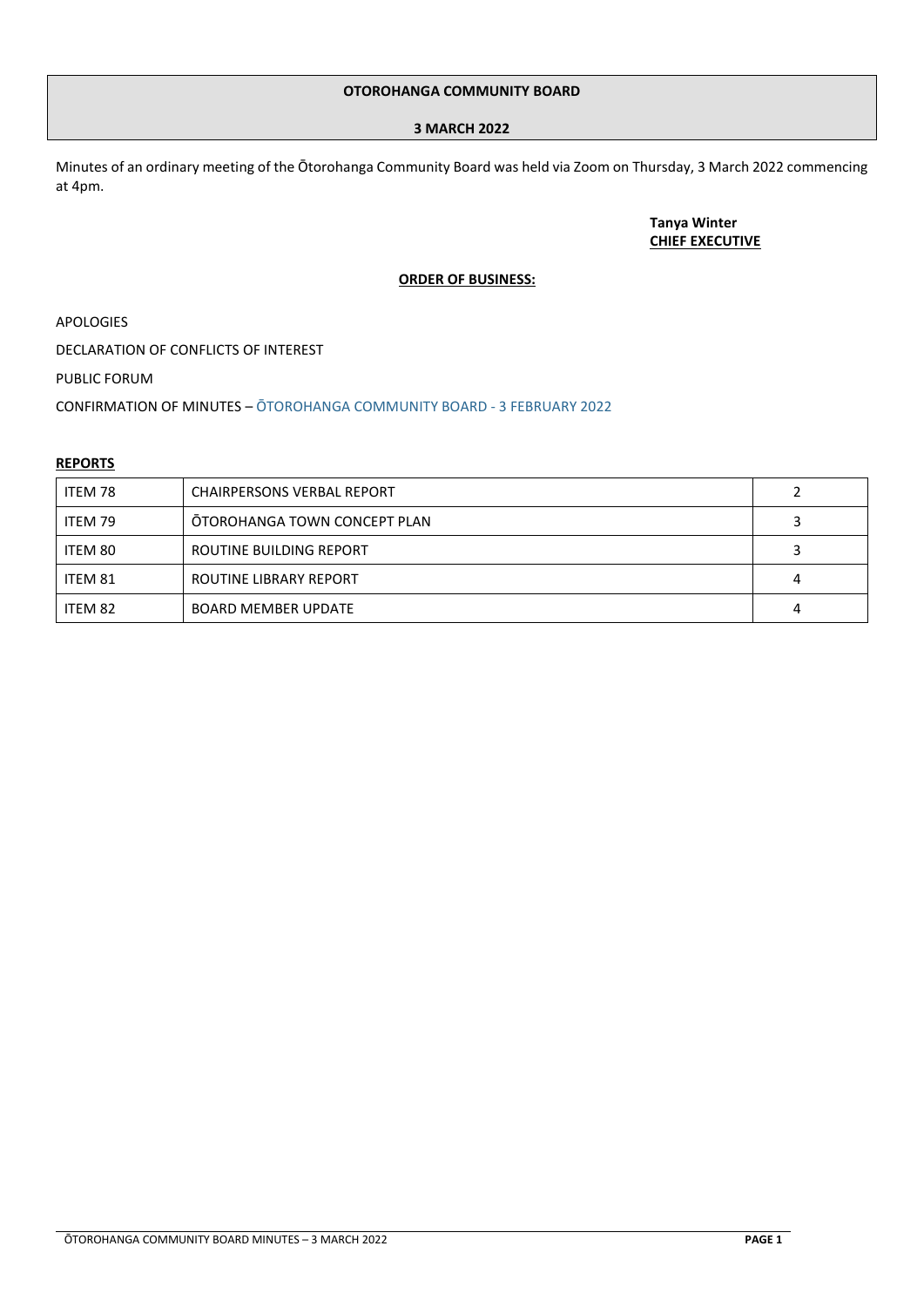**OTOROHANGA COMMUNITY BOARD**

**3 MARCH 2022**

Minutes of an ordinary meeting of the Ōtorohanga Community Board was held via Zoom on Thursday, 3 March 2022 commencing at 4pm.

**Tanya Winter**
**CHIEF EXECUTIVE**

**ORDER OF BUSINESS:**

APOLOGIES

DECLARATION OF CONFLICTS OF INTEREST

PUBLIC FORUM

CONFIRMATION OF MINUTES – ŌTOROHANGA COMMUNITY BOARD - 3 FEBRUARY 2022

**REPORTS**

| | | |
|---|---|---|
| ITEM 78 | CHAIRPERSONS VERBAL REPORT | 2 |
| ITEM 79 | ŌTOROHANGA TOWN CONCEPT PLAN | 3 |
| ITEM 80 | ROUTINE BUILDING REPORT | 3 |
| ITEM 81 | ROUTINE LIBRARY REPORT | 4 |
| ITEM 82 | BOARD MEMBER UPDATE | 4 |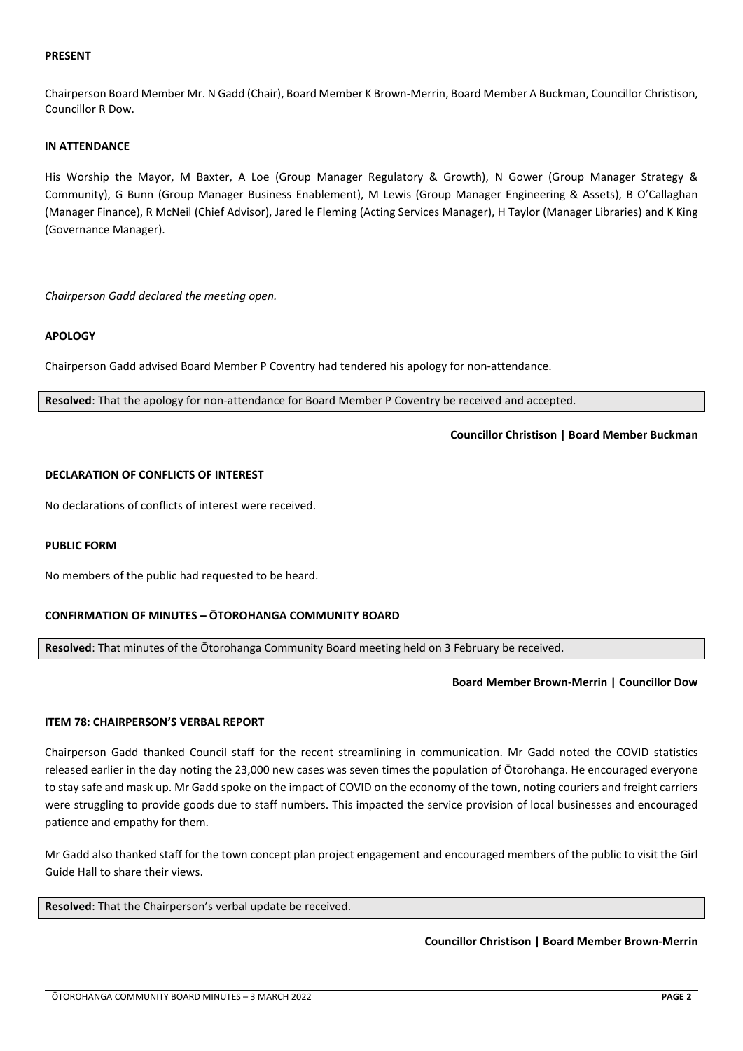**PRESENT**

Chairperson Board Member Mr. N Gadd (Chair), Board Member K Brown-Merrin, Board Member A Buckman, Councillor Christison, Councillor R Dow.

**IN ATTENDANCE**

His Worship the Mayor, M Baxter, A Loe (Group Manager Regulatory & Growth), N Gower (Group Manager Strategy & Community), G Bunn (Group Manager Business Enablement), M Lewis (Group Manager Engineering & Assets), B O'Callaghan (Manager Finance), R McNeil (Chief Advisor), Jared le Fleming (Acting Services Manager), H Taylor (Manager Libraries) and K King (Governance Manager).

---

*Chairperson Gadd declared the meeting open.*

**APOLOGY**

Chairperson Gadd advised Board Member P Coventry had tendered his apology for non-attendance.

**Resolved**: That the apology for non-attendance for Board Member P Coventry be received and accepted.

**Councillor Christison | Board Member Buckman**

**DECLARATION OF CONFLICTS OF INTEREST**

No declarations of conflicts of interest were received.

**PUBLIC FORM**

No members of the public had requested to be heard.

**CONFIRMATION OF MINUTES – ŌTOROHANGA COMMUNITY BOARD**

**Resolved**: That minutes of the Ōtorohanga Community Board meeting held on 3 February be received.

**Board Member Brown-Merrin | Councillor Dow**

**ITEM 78: CHAIRPERSON'S VERBAL REPORT**

Chairperson Gadd thanked Council staff for the recent streamlining in communication. Mr Gadd noted the COVID statistics released earlier in the day noting the 23,000 new cases was seven times the population of Ōtorohanga. He encouraged everyone to stay safe and mask up. Mr Gadd spoke on the impact of COVID on the economy of the town, noting couriers and freight carriers were struggling to provide goods due to staff numbers. This impacted the service provision of local businesses and encouraged patience and empathy for them.

Mr Gadd also thanked staff for the town concept plan project engagement and encouraged members of the public to visit the Girl Guide Hall to share their views.

**Resolved**: That the Chairperson's verbal update be received.

**Councillor Christison | Board Member Brown-Merrin**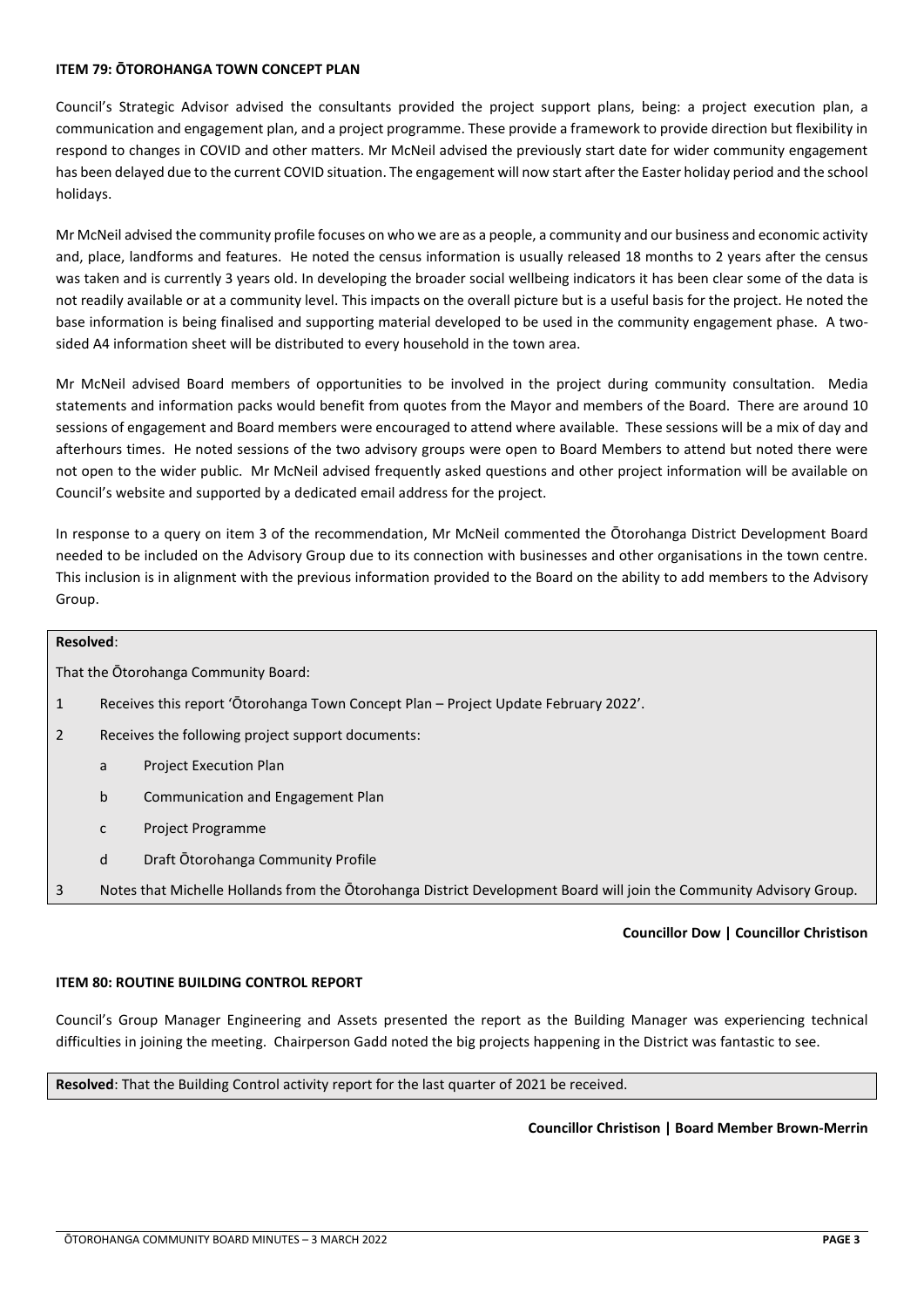**ITEM 79: ŌTOROHANGA TOWN CONCEPT PLAN**

Council's Strategic Advisor advised the consultants provided the project support plans, being: a project execution plan, a communication and engagement plan, and a project programme. These provide a framework to provide direction but flexibility in respond to changes in COVID and other matters. Mr McNeil advised the previously start date for wider community engagement has been delayed due to the current COVID situation. The engagement will now start after the Easter holiday period and the school holidays.

Mr McNeil advised the community profile focuses on who we are as a people, a community and our business and economic activity and, place, landforms and features. He noted the census information is usually released 18 months to 2 years after the census was taken and is currently 3 years old. In developing the broader social wellbeing indicators it has been clear some of the data is not readily available or at a community level. This impacts on the overall picture but is a useful basis for the project. He noted the base information is being finalised and supporting material developed to be used in the community engagement phase. A two-sided A4 information sheet will be distributed to every household in the town area.

Mr McNeil advised Board members of opportunities to be involved in the project during community consultation. Media statements and information packs would benefit from quotes from the Mayor and members of the Board. There are around 10 sessions of engagement and Board members were encouraged to attend where available. These sessions will be a mix of day and afterhours times. He noted sessions of the two advisory groups were open to Board Members to attend but noted there were not open to the wider public. Mr McNeil advised frequently asked questions and other project information will be available on Council's website and supported by a dedicated email address for the project.

In response to a query on item 3 of the recommendation, Mr McNeil commented the Ōtorohanga District Development Board needed to be included on the Advisory Group due to its connection with businesses and other organisations in the town centre. This inclusion is in alignment with the previous information provided to the Board on the ability to add members to the Advisory Group.

**Resolved**:

That the Ōtorohanga Community Board:

1. Receives this report 'Ōtorohanga Town Concept Plan – Project Update February 2022'.
2. Receives the following project support documents:
   a. Project Execution Plan
   b. Communication and Engagement Plan
   c. Project Programme
   d. Draft Ōtorohanga Community Profile
3. Notes that Michelle Hollands from the Ōtorohanga District Development Board will join the Community Advisory Group.

**Councillor Dow | Councillor Christison**

**ITEM 80: ROUTINE BUILDING CONTROL REPORT**

Council's Group Manager Engineering and Assets presented the report as the Building Manager was experiencing technical difficulties in joining the meeting. Chairperson Gadd noted the big projects happening in the District was fantastic to see.

**Resolved**: That the Building Control activity report for the last quarter of 2021 be received.

**Councillor Christison | Board Member Brown-Merrin**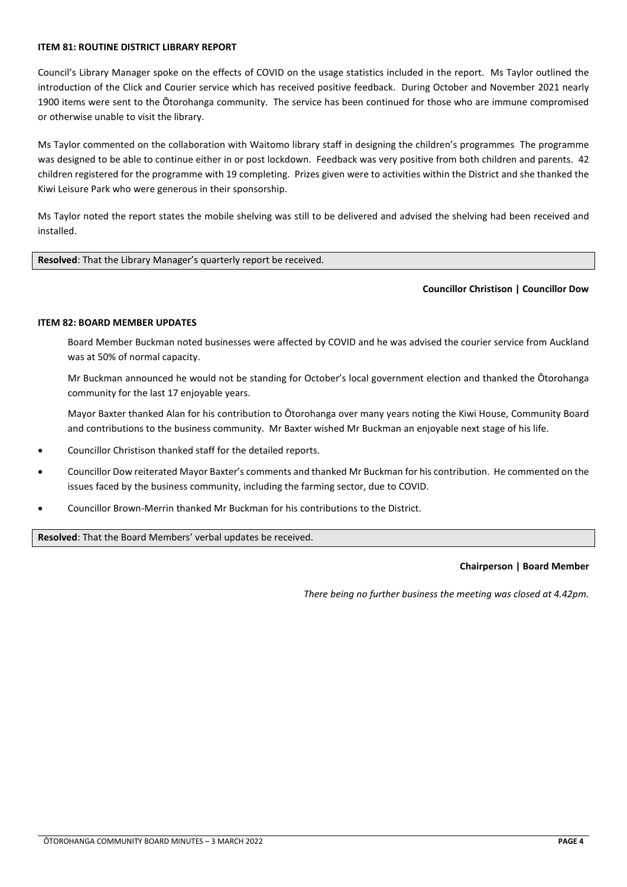**ITEM 81: ROUTINE DISTRICT LIBRARY REPORT**

Council's Library Manager spoke on the effects of COVID on the usage statistics included in the report. Ms Taylor outlined the introduction of the Click and Courier service which has received positive feedback. During October and November 2021 nearly 1900 items were sent to the Ōtorohanga community. The service has been continued for those who are immune compromised or otherwise unable to visit the library.

Ms Taylor commented on the collaboration with Waitomo library staff in designing the children's programmes The programme was designed to be able to continue either in or post lockdown. Feedback was very positive from both children and parents. 42 children registered for the programme with 19 completing. Prizes given were to activities within the District and she thanked the Kiwi Leisure Park who were generous in their sponsorship.

Ms Taylor noted the report states the mobile shelving was still to be delivered and advised the shelving had been received and installed.

**Resolved**: That the Library Manager's quarterly report be received.

**Councillor Christison | Councillor Dow**

**ITEM 82: BOARD MEMBER UPDATES**

Board Member Buckman noted businesses were affected by COVID and he was advised the courier service from Auckland was at 50% of normal capacity.

Mr Buckman announced he would not be standing for October's local government election and thanked the Ōtorohanga community for the last 17 enjoyable years.

Mayor Baxter thanked Alan for his contribution to Ōtorohanga over many years noting the Kiwi House, Community Board and contributions to the business community. Mr Baxter wished Mr Buckman an enjoyable next stage of his life.

- Councillor Christison thanked staff for the detailed reports.
- Councillor Dow reiterated Mayor Baxter's comments and thanked Mr Buckman for his contribution. He commented on the issues faced by the business community, including the farming sector, due to COVID.
- Councillor Brown-Merrin thanked Mr Buckman for his contributions to the District.

**Resolved**: That the Board Members' verbal updates be received.

**Chairperson | Board Member**

*There being no further business the meeting was closed at 4.42pm.*